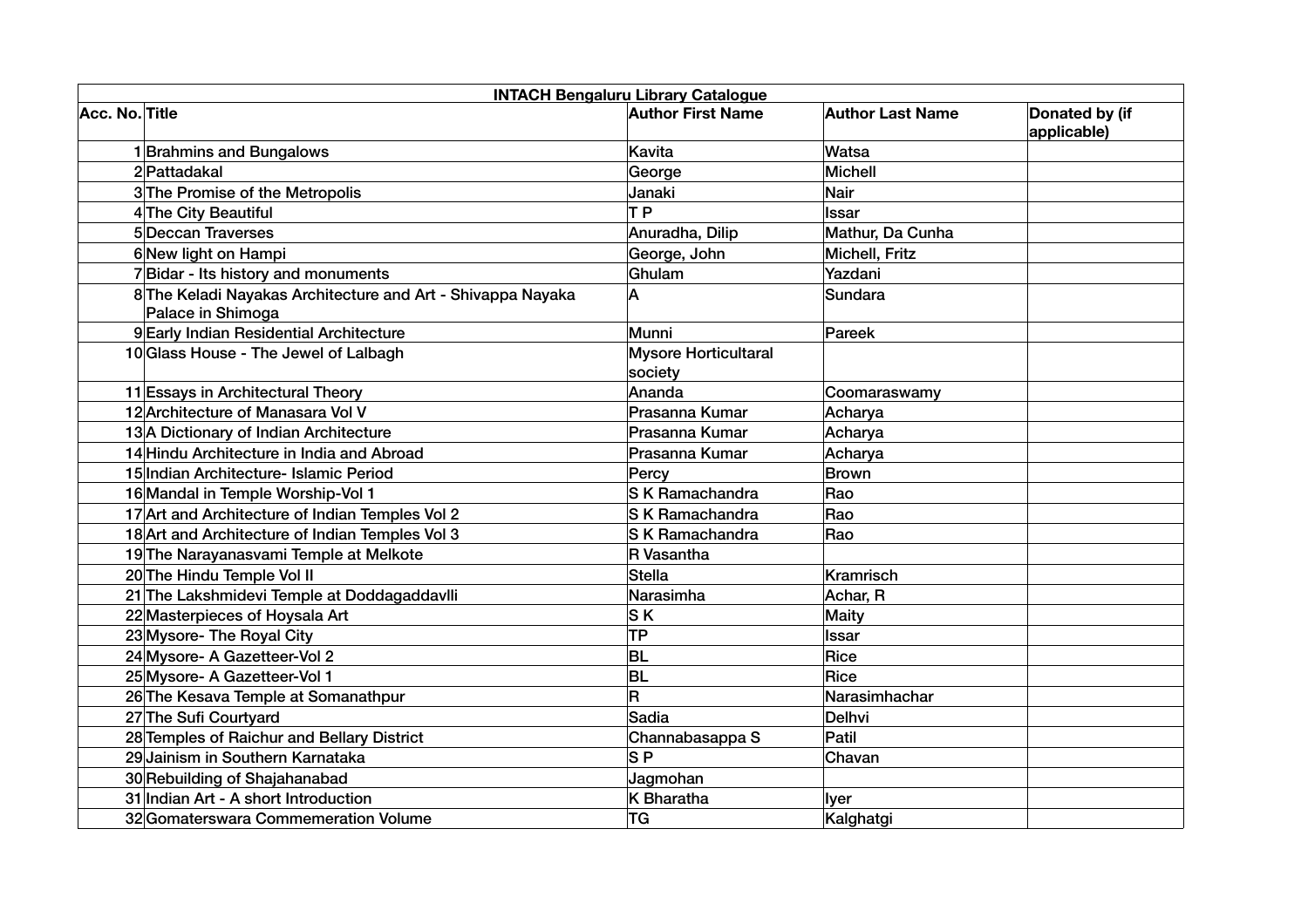| INTACH Bengaluru Library Catalogue | | | | |
|---|---|---|---|---|
| **Acc. No.** | **Title** | **Author First Name** | **Author Last Name** | **Donated by (if applicable)** |
| 1 | Brahmins and Bungalows | Kavita | Watsa | |
| 2 | Pattadakal | George | Michell | |
| 3 | The Promise of the Metropolis | Janaki | Nair | |
| 4 | The City Beautiful | T P | Issar | |
| 5 | Deccan Traverses | Anuradha, Dilip | Mathur, Da Cunha | |
| 6 | New light on Hampi | George, John | Michell, Fritz | |
| 7 | Bidar - Its history and monuments | Ghulam | Yazdani | |
| 8 | The Keladi Nayakas Architecture and Art - Shivappa Nayaka Palace in Shimoga | A | Sundara | |
| 9 | Early Indian Residential Architecture | Munni | Pareek | |
| 10 | Glass House - The Jewel of Lalbagh | Mysore Horticultaral society | | |
| 11 | Essays in Architectural Theory | Ananda | Coomaraswamy | |
| 12 | Architecture of Manasara Vol V | Prasanna Kumar | Acharya | |
| 13 | A Dictionary of Indian Architecture | Prasanna Kumar | Acharya | |
| 14 | Hindu Architecture in India and Abroad | Prasanna Kumar | Acharya | |
| 15 | Indian Architecture- Islamic Period | Percy | Brown | |
| 16 | Mandal in Temple Worship-Vol 1 | S K Ramachandra | Rao | |
| 17 | Art and Architecture of Indian Temples Vol 2 | S K Ramachandra | Rao | |
| 18 | Art and Architecture of Indian Temples Vol 3 | S K Ramachandra | Rao | |
| 19 | The Narayanasvami Temple at Melkote | R Vasantha | | |
| 20 | The Hindu Temple Vol II | Stella | Kramrisch | |
| 21 | The Lakshmidevi Temple at Doddagaddavlli | Narasimha | Achar, R | |
| 22 | Masterpieces of Hoysala Art | S K | Maity | |
| 23 | Mysore- The Royal City | TP | Issar | |
| 24 | Mysore- A Gazetteer-Vol 2 | BL | Rice | |
| 25 | Mysore- A Gazetteer-Vol 1 | BL | Rice | |
| 26 | The Kesava Temple at Somanathpur | R | Narasimhachar | |
| 27 | The Sufi Courtyard | Sadia | Delhvi | |
| 28 | Temples of Raichur and Bellary District | Channabasappa S | Patil | |
| 29 | Jainism in Southern Karnataka | S P | Chavan | |
| 30 | Rebuilding of Shajahanabad | Jagmohan | | |
| 31 | Indian Art - A short Introduction | K Bharatha | Iyer | |
| 32 | Gomaterswara Commemeration Volume | TG | Kalghatgi | |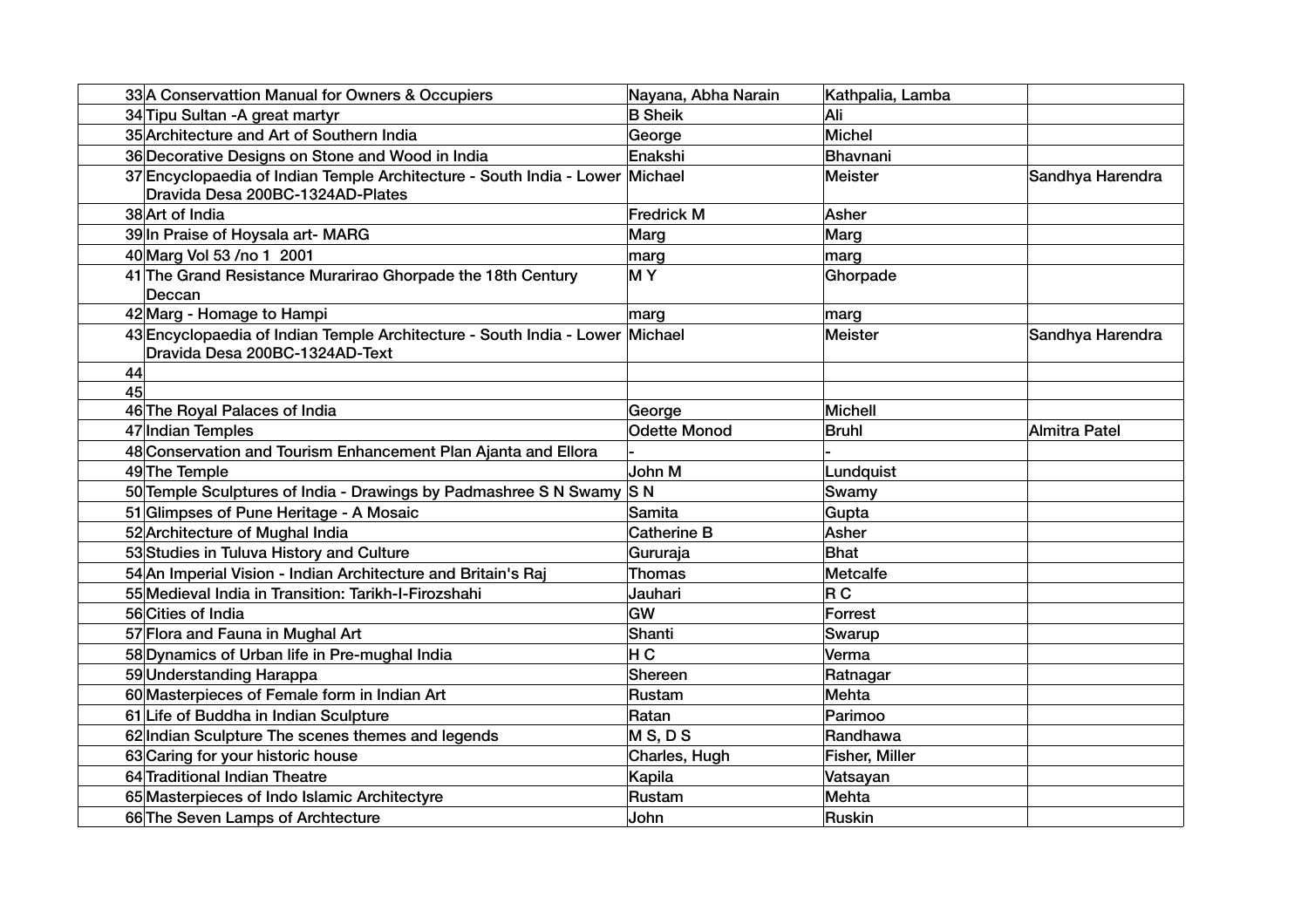| | | | | |
|---|---|---|---|---|
| 33 | A Conservattion Manual for Owners & Occupiers | Nayana, Abha Narain | Kathpalia, Lamba | |
| 34 | Tipu Sultan -A great martyr | B Sheik | Ali | |
| 35 | Architecture and Art of Southern India | George | Michel | |
| 36 | Decorative Designs on Stone and Wood in India | Enakshi | Bhavnani | |
| 37 | Encyclopaedia of Indian Temple Architecture - South India - Lower Dravida Desa 200BC-1324AD-Plates | Michael | Meister | Sandhya Harendra |
| 38 | Art of India | Fredrick M | Asher | |
| 39 | In Praise of Hoysala art- MARG | Marg | Marg | |
| 40 | Marg Vol 53 /no 1 2001 | marg | marg | |
| 41 | The Grand Resistance Murarirao Ghorpade the 18th Century Deccan | M Y | Ghorpade | |
| 42 | Marg - Homage to Hampi | marg | marg | |
| 43 | Encyclopaedia of Indian Temple Architecture - South India - Lower Dravida Desa 200BC-1324AD-Text | Michael | Meister | Sandhya Harendra |
| 44 | | | | |
| 45 | | | | |
| 46 | The Royal Palaces of India | George | Michell | |
| 47 | Indian Temples | Odette Monod | Bruhl | Almitra Patel |
| 48 | Conservation and Tourism Enhancement Plan Ajanta and Ellora | - | - | |
| 49 | The Temple | John M | Lundquist | |
| 50 | Temple Sculptures of India - Drawings by Padmashree S N Swamy | S N | Swamy | |
| 51 | Glimpses of Pune Heritage - A Mosaic | Samita | Gupta | |
| 52 | Architecture of Mughal India | Catherine B | Asher | |
| 53 | Studies in Tuluva History and Culture | Gururaja | Bhat | |
| 54 | An Imperial Vision - Indian Architecture and Britain's Raj | Thomas | Metcalfe | |
| 55 | Medieval India in Transition: Tarikh-I-Firozshahi | Jauhari | R C | |
| 56 | Cities of India | GW | Forrest | |
| 57 | Flora and Fauna in Mughal Art | Shanti | Swarup | |
| 58 | Dynamics of Urban life in Pre-mughal India | H C | Verma | |
| 59 | Understanding Harappa | Shereen | Ratnagar | |
| 60 | Masterpieces of Female form in Indian Art | Rustam | Mehta | |
| 61 | Life of Buddha in Indian Sculpture | Ratan | Parimoo | |
| 62 | Indian Sculpture The scenes themes and legends | M S, D S | Randhawa | |
| 63 | Caring for your historic house | Charles, Hugh | Fisher, Miller | |
| 64 | Traditional Indian Theatre | Kapila | Vatsayan | |
| 65 | Masterpieces of Indo Islamic Architectyre | Rustam | Mehta | |
| 66 | The Seven Lamps of Archtecture | John | Ruskin | |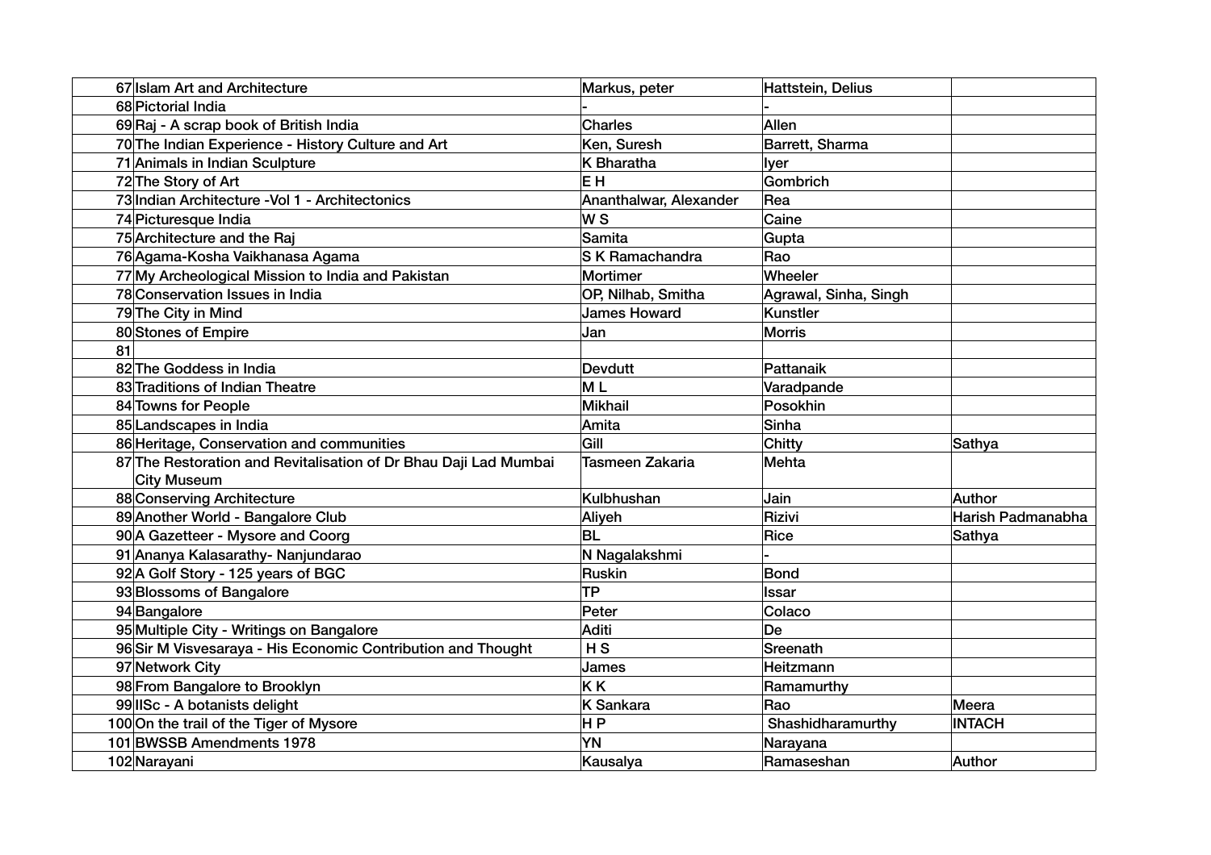| | | | | |
|---|---|---|---|---|
| 67 | Islam Art and Architecture | Markus, peter | Hattstein, Delius | |
| 68 | Pictorial India | - | - | |
| 69 | Raj - A scrap book of British India | Charles | Allen | |
| 70 | The Indian Experience - History Culture and Art | Ken, Suresh | Barrett, Sharma | |
| 71 | Animals in Indian Sculpture | K Bharatha | Iyer | |
| 72 | The Story of Art | E H | Gombrich | |
| 73 | Indian Architecture -Vol 1 - Architectonics | Ananthalwar, Alexander | Rea | |
| 74 | Picturesque India | W S | Caine | |
| 75 | Architecture and the Raj | Samita | Gupta | |
| 76 | Agama-Kosha Vaikhanasa Agama | S K Ramachandra | Rao | |
| 77 | My Archeological Mission to India and Pakistan | Mortimer | Wheeler | |
| 78 | Conservation Issues in India | OP, Nilhab, Smitha | Agrawal, Sinha, Singh | |
| 79 | The City in Mind | James Howard | Kunstler | |
| 80 | Stones of Empire | Jan | Morris | |
| 81 | | | | |
| 82 | The Goddess in India | Devdutt | Pattanaik | |
| 83 | Traditions of Indian Theatre | M L | Varadpande | |
| 84 | Towns for People | Mikhail | Posokhin | |
| 85 | Landscapes in India | Amita | Sinha | |
| 86 | Heritage, Conservation and communities | Gill | Chitty | Sathya |
| 87 | The Restoration and Revitalisation of Dr Bhau Daji Lad Mumbai City Museum | Tasmeen Zakaria | Mehta | |
| 88 | Conserving Architecture | Kulbhushan | Jain | Author |
| 89 | Another World - Bangalore Club | Aliyeh | Rizivi | Harish Padmanabha |
| 90 | A Gazetteer - Mysore and Coorg | BL | Rice | Sathya |
| 91 | Ananya Kalasarathy- Nanjundarao | N Nagalakshmi | - | |
| 92 | A Golf Story - 125 years of BGC | Ruskin | Bond | |
| 93 | Blossoms of Bangalore | TP | Issar | |
| 94 | Bangalore | Peter | Colaco | |
| 95 | Multiple City - Writings on Bangalore | Aditi | De | |
| 96 | Sir M Visvesaraya - His Economic Contribution and Thought | H S | Sreenath | |
| 97 | Network City | James | Heitzmann | |
| 98 | From Bangalore to Brooklyn | K K | Ramamurthy | |
| 99 | IISc - A botanists delight | K Sankara | Rao | Meera |
| 100 | On the trail of the Tiger of Mysore | H P | Shashidharamurthy | INTACH |
| 101 | BWSSB Amendments 1978 | YN | Narayana | |
| 102 | Narayani | Kausalya | Ramaseshan | Author |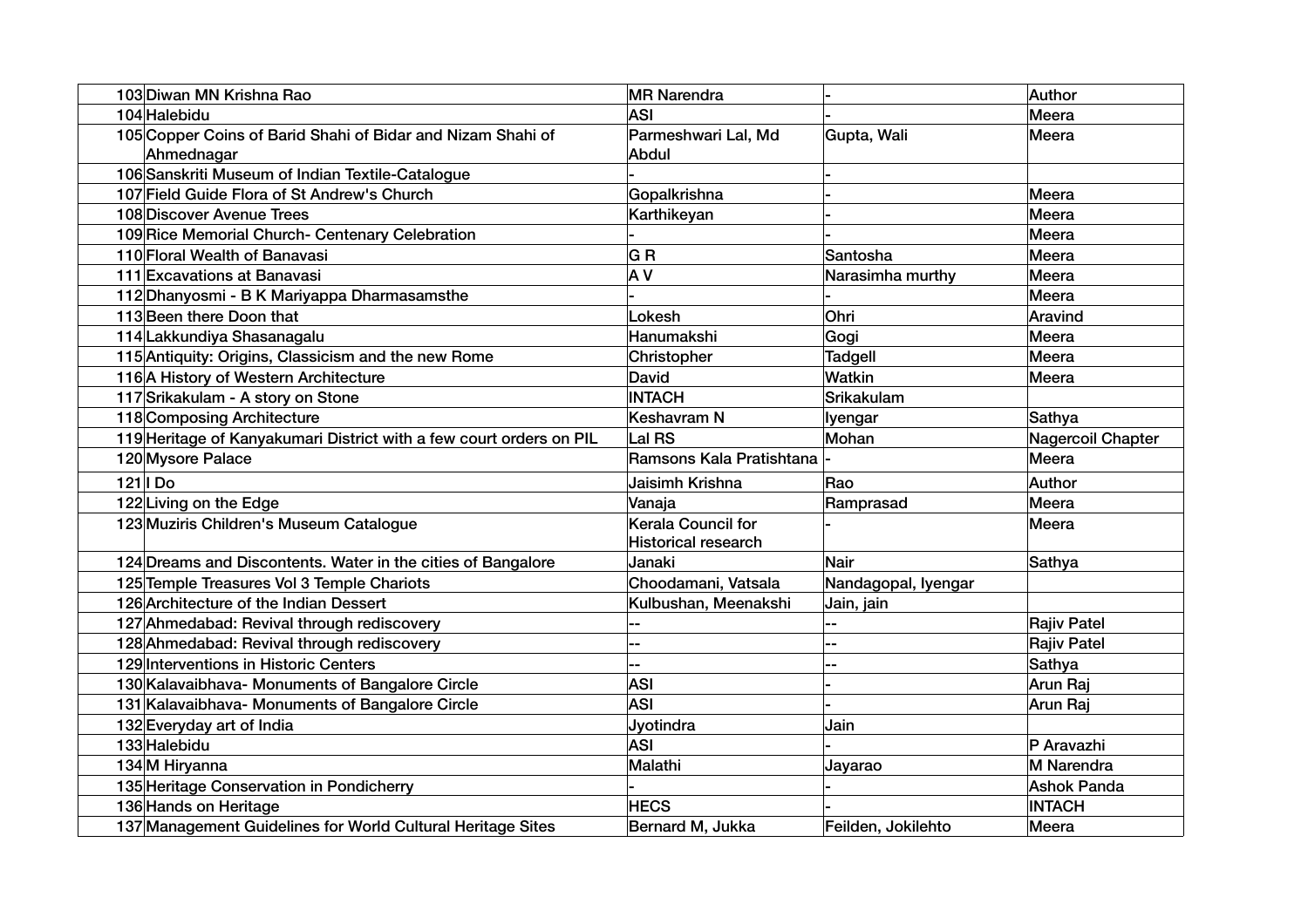| | | | | |
|---|---|---|---|---|
| 103 | Diwan MN Krishna Rao | MR Narendra | - | Author |
| 104 | Halebidu | ASI | - | Meera |
| 105 | Copper Coins of Barid Shahi of Bidar and Nizam Shahi of Ahmednagar | Parmeshwari Lal, Md Abdul | Gupta, Wali | Meera |
| 106 | Sanskriti Museum of Indian Textile-Catalogue | - | - | |
| 107 | Field Guide Flora of St Andrew's Church | Gopalkrishna | - | Meera |
| 108 | Discover Avenue Trees | Karthikeyan | - | Meera |
| 109 | Rice Memorial Church- Centenary Celebration | - | - | Meera |
| 110 | Floral Wealth of Banavasi | G R | Santosha | Meera |
| 111 | Excavations at Banavasi | A V | Narasimha murthy | Meera |
| 112 | Dhanyosmi - B K Mariyappa Dharmasamsthe | - | - | Meera |
| 113 | Been there Doon that | Lokesh | Ohri | Aravind |
| 114 | Lakkundiya Shasanagalu | Hanumakshi | Gogi | Meera |
| 115 | Antiquity: Origins, Classicism and the new Rome | Christopher | Tadgell | Meera |
| 116 | A History of Western Architecture | David | Watkin | Meera |
| 117 | Srikakulam - A story on Stone | INTACH | Srikakulam | |
| 118 | Composing Architecture | Keshavram N | Iyengar | Sathya |
| 119 | Heritage of Kanyakumari District with a few court orders on PIL | Lal RS | Mohan | Nagercoil Chapter |
| 120 | Mysore Palace | Ramsons Kala Pratishtana | - | Meera |
| 121 | I Do | Jaisimh Krishna | Rao | Author |
| 122 | Living on the Edge | Vanaja | Ramprasad | Meera |
| 123 | Muziris Children's Museum Catalogue | Kerala Council for Historical research | - | Meera |
| 124 | Dreams and Discontents. Water in the cities of Bangalore | Janaki | Nair | Sathya |
| 125 | Temple Treasures Vol 3 Temple Chariots | Choodamani, Vatsala | Nandagopal, Iyengar | |
| 126 | Architecture of the Indian Dessert | Kulbushan, Meenakshi | Jain, jain | |
| 127 | Ahmedabad: Revival through rediscovery | -- | -- | Rajiv Patel |
| 128 | Ahmedabad: Revival through rediscovery | -- | -- | Rajiv Patel |
| 129 | Interventions in Historic Centers | -- | -- | Sathya |
| 130 | Kalavaibhava- Monuments of Bangalore Circle | ASI | - | Arun Raj |
| 131 | Kalavaibhava- Monuments of Bangalore Circle | ASI | - | Arun Raj |
| 132 | Everyday art of India | Jyotindra | Jain | |
| 133 | Halebidu | ASI | - | P Aravazhi |
| 134 | M Hiryanna | Malathi | Jayarao | M Narendra |
| 135 | Heritage Conservation in Pondicherry | - | - | Ashok Panda |
| 136 | Hands on Heritage | HECS | - | INTACH |
| 137 | Management Guidelines for World Cultural Heritage Sites | Bernard M, Jukka | Feilden, Jokilehto | Meera |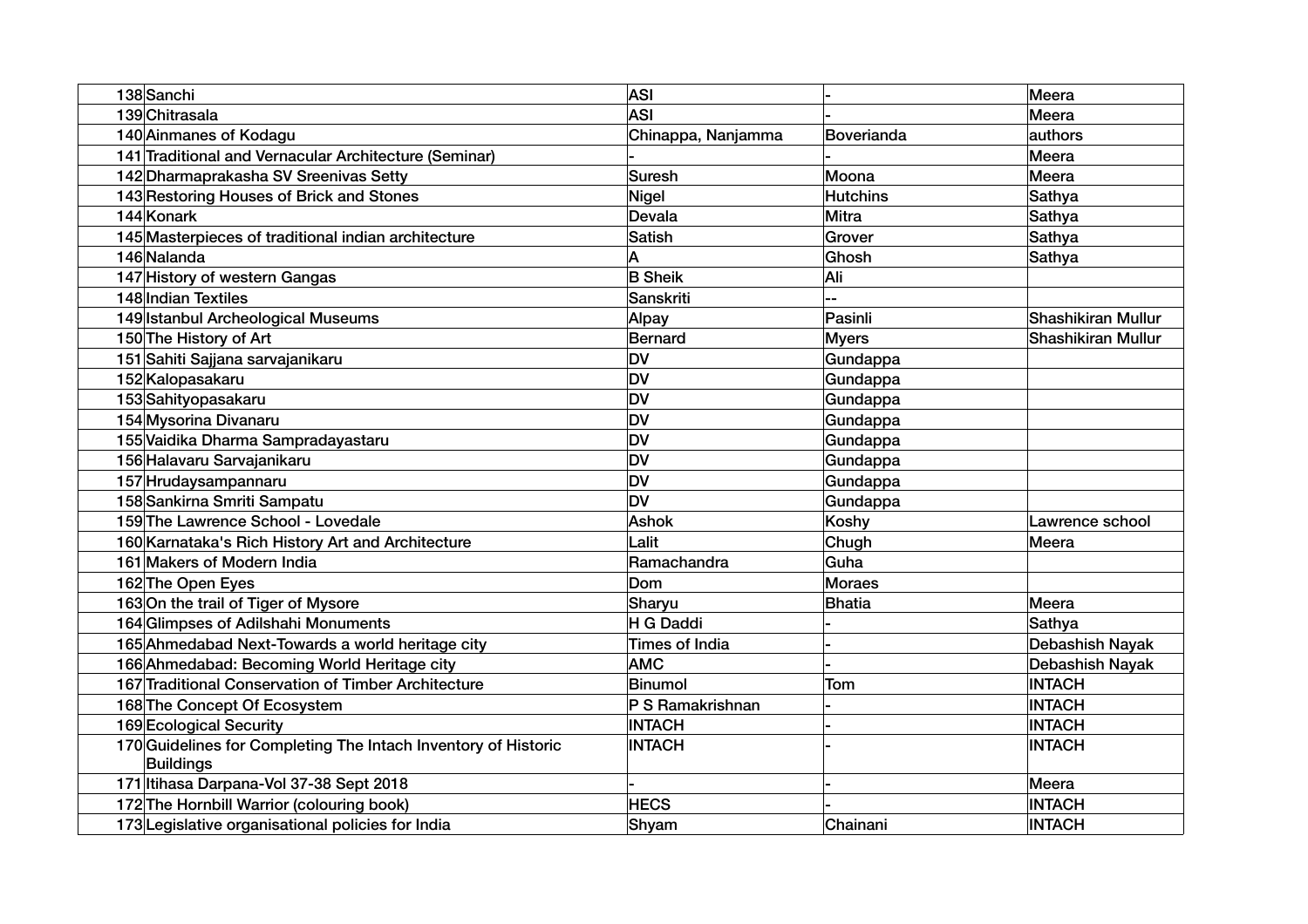| | | | | |
|---|---|---|---|---|
| 138 | Sanchi | ASI | - | Meera |
| 139 | Chitrasala | ASI | - | Meera |
| 140 | Ainmanes of Kodagu | Chinappa, Nanjamma | Boverianda | authors |
| 141 | Traditional and Vernacular Architecture (Seminar) | - | - | Meera |
| 142 | Dharmaprakasha SV Sreenivas Setty | Suresh | Moona | Meera |
| 143 | Restoring Houses of Brick and Stones | Nigel | Hutchins | Sathya |
| 144 | Konark | Devala | Mitra | Sathya |
| 145 | Masterpieces of traditional indian architecture | Satish | Grover | Sathya |
| 146 | Nalanda | A | Ghosh | Sathya |
| 147 | History of western Gangas | B Sheik | Ali | |
| 148 | Indian Textiles | Sanskriti | -- | |
| 149 | Istanbul Archeological Museums | Alpay | Pasinli | Shashikiran Mullur |
| 150 | The History of Art | Bernard | Myers | Shashikiran Mullur |
| 151 | Sahiti Sajjana sarvajanikaru | DV | Gundappa | |
| 152 | Kalopasakaru | DV | Gundappa | |
| 153 | Sahityopasakaru | DV | Gundappa | |
| 154 | Mysorina Divanaru | DV | Gundappa | |
| 155 | Vaidika Dharma Sampradayastaru | DV | Gundappa | |
| 156 | Halavaru Sarvajanikaru | DV | Gundappa | |
| 157 | Hrudaysampannaru | DV | Gundappa | |
| 158 | Sankirna Smriti Sampatu | DV | Gundappa | |
| 159 | The Lawrence School - Lovedale | Ashok | Koshy | Lawrence school |
| 160 | Karnataka's Rich History Art and Architecture | Lalit | Chugh | Meera |
| 161 | Makers of Modern India | Ramachandra | Guha | |
| 162 | The Open Eyes | Dom | Moraes | |
| 163 | On the trail of Tiger of Mysore | Sharyu | Bhatia | Meera |
| 164 | Glimpses of Adilshahi Monuments | H G Daddi | - | Sathya |
| 165 | Ahmedabad Next-Towards a world heritage city | Times of India | - | Debashish Nayak |
| 166 | Ahmedabad: Becoming World Heritage city | AMC | - | Debashish Nayak |
| 167 | Traditional Conservation of Timber Architecture | Binumol | Tom | INTACH |
| 168 | The Concept Of Ecosystem | P S Ramakrishnan | - | INTACH |
| 169 | Ecological Security | INTACH | - | INTACH |
| 170 | Guidelines for Completing The Intach Inventory of Historic Buildings | INTACH | - | INTACH |
| 171 | Itihasa Darpana-Vol 37-38 Sept 2018 | - | - | Meera |
| 172 | The Hornbill Warrior (colouring book) | HECS | - | INTACH |
| 173 | Legislative organisational policies for India | Shyam | Chainani | INTACH |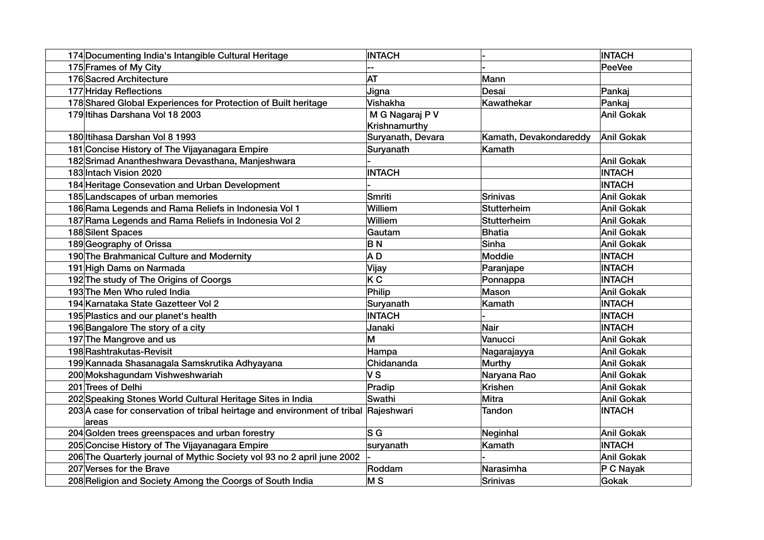| | | | | |
|---|---|---|---|---|
| 174 | Documenting India's Intangible Cultural Heritage | INTACH | - | INTACH |
| 175 | Frames of My City | -- | - | PeeVee |
| 176 | Sacred Architecture | AT | Mann | |
| 177 | Hriday Reflections | Jigna | Desai | Pankaj |
| 178 | Shared Global Experiences for Protection of Built heritage | Vishakha | Kawathekar | Pankaj |
| 179 | Itihas Darshana Vol 18 2003 | M G Nagaraj P V Krishnamurthy | | Anil Gokak |
| 180 | Itihasa Darshan Vol 8 1993 | Suryanath, Devara | Kamath, Devakondareddy | Anil Gokak |
| 181 | Concise History of The Vijayanagara Empire | Suryanath | Kamath | |
| 182 | Srimad Anantheshwara Devasthana, Manjeshwara | - | | Anil Gokak |
| 183 | Intach Vision 2020 | INTACH | | INTACH |
| 184 | Heritage Consevation and Urban Development | - | | INTACH |
| 185 | Landscapes of urban memories | Smriti | Srinivas | Anil Gokak |
| 186 | Rama Legends and Rama Reliefs in Indonesia Vol 1 | Williem | Stutterheim | Anil Gokak |
| 187 | Rama Legends and Rama Reliefs in Indonesia Vol 2 | Williem | Stutterheim | Anil Gokak |
| 188 | Silent Spaces | Gautam | Bhatia | Anil Gokak |
| 189 | Geography of Orissa | B N | Sinha | Anil Gokak |
| 190 | The Brahmanical Culture and Modernity | A D | Moddie | INTACH |
| 191 | High Dams on Narmada | Vijay | Paranjape | INTACH |
| 192 | The study of The Origins of Coorgs | K C | Ponnappa | INTACH |
| 193 | The Men Who ruled India | Philip | Mason | Anil Gokak |
| 194 | Karnataka State Gazetteer Vol 2 | Suryanath | Kamath | INTACH |
| 195 | Plastics and our planet's health | INTACH | - | INTACH |
| 196 | Bangalore The story of a city | Janaki | Nair | INTACH |
| 197 | The Mangrove and us | M | Vanucci | Anil Gokak |
| 198 | Rashtrakutas-Revisit | Hampa | Nagarajayya | Anil Gokak |
| 199 | Kannada Shasanagala Samskrutika Adhyayana | Chidananda | Murthy | Anil Gokak |
| 200 | Mokshagundam Vishweshwariah | V S | Naryana Rao | Anil Gokak |
| 201 | Trees of Delhi | Pradip | Krishen | Anil Gokak |
| 202 | Speaking Stones World Cultural Heritage Sites in India | Swathi | Mitra | Anil Gokak |
| 203 | A case for conservation of tribal heirtage and environment of tribal areas | Rajeshwari | Tandon | INTACH |
| 204 | Golden trees greenspaces and urban forestry | S G | Neginhal | Anil Gokak |
| 205 | Concise History of The Vijayanagara Empire | suryanath | Kamath | INTACH |
| 206 | The Quarterly journal of Mythic Society vol 93 no 2 april june 2002 | - | - | Anil Gokak |
| 207 | Verses for the Brave | Roddam | Narasimha | P C Nayak |
| 208 | Religion and Society Among the Coorgs of South India | M S | Srinivas | Gokak |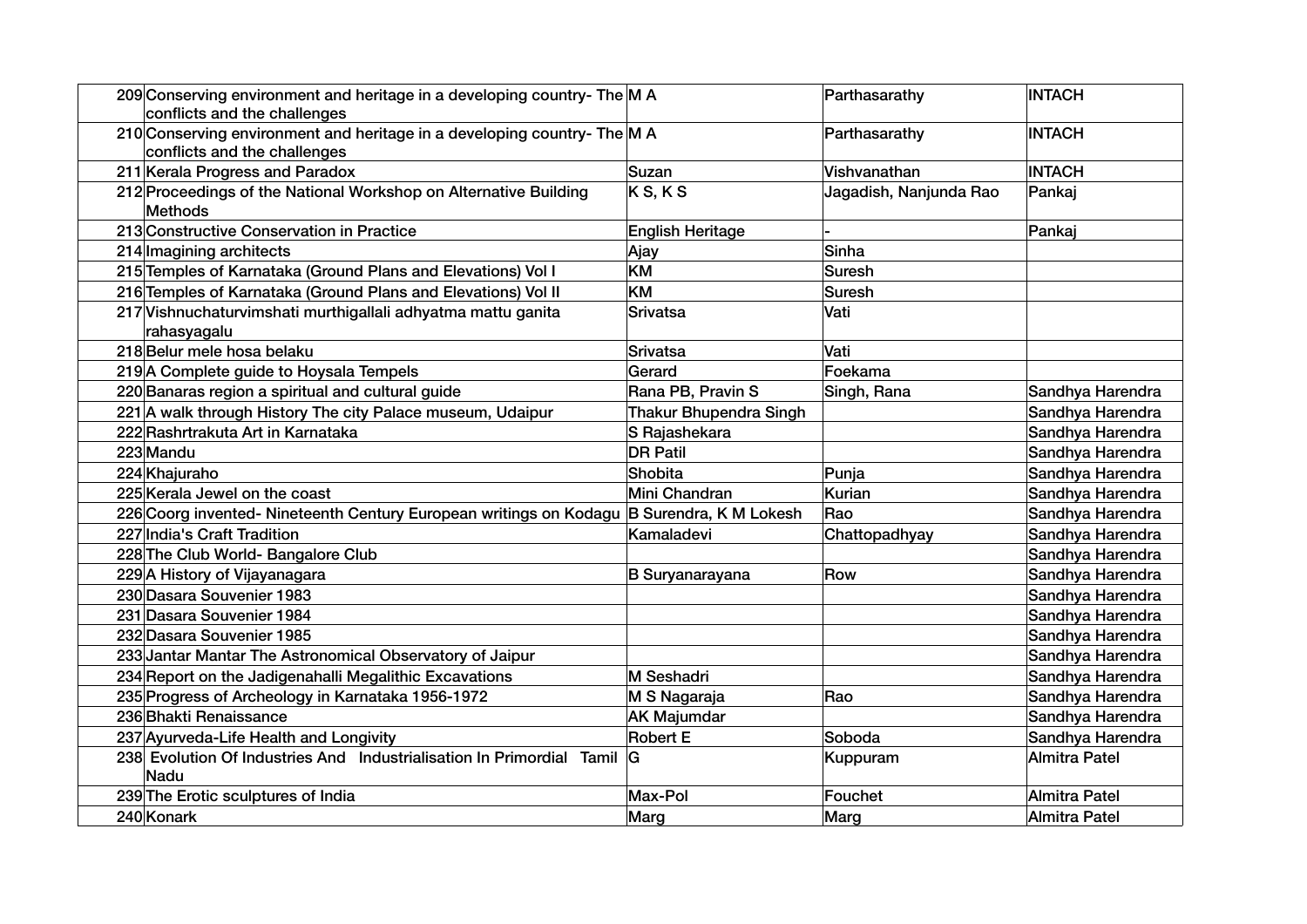| | | | | |
|---|---|---|---|---|
| 209 | Conserving environment and heritage in a developing country- The conflicts and the challenges | M A | Parthasarathy | INTACH |
| 210 | Conserving environment and heritage in a developing country- The conflicts and the challenges | M A | Parthasarathy | INTACH |
| 211 | Kerala Progress and Paradox | Suzan | Vishvanathan | INTACH |
| 212 | Proceedings of the National Workshop on Alternative Building Methods | K S, K S | Jagadish, Nanjunda Rao | Pankaj |
| 213 | Constructive Conservation in Practice | English Heritage | - | Pankaj |
| 214 | Imagining architects | Ajay | Sinha | |
| 215 | Temples of Karnataka (Ground Plans and Elevations) Vol I | KM | Suresh | |
| 216 | Temples of Karnataka (Ground Plans and Elevations) Vol II | KM | Suresh | |
| 217 | Vishnuchaturvimshati murthigallali adhyatma mattu ganita rahasyagalu | Srivatsa | Vati | |
| 218 | Belur mele hosa belaku | Srivatsa | Vati | |
| 219 | A Complete guide to Hoysala Tempels | Gerard | Foekama | |
| 220 | Banaras region a spiritual and cultural guide | Rana PB, Pravin S | Singh, Rana | Sandhya Harendra |
| 221 | A walk through History The city Palace museum, Udaipur | Thakur Bhupendra Singh | | Sandhya Harendra |
| 222 | Rashrtrakuta Art in Karnataka | S Rajashekara | | Sandhya Harendra |
| 223 | Mandu | DR Patil | | Sandhya Harendra |
| 224 | Khajuraho | Shobita | Punja | Sandhya Harendra |
| 225 | Kerala Jewel on the coast | Mini Chandran | Kurian | Sandhya Harendra |
| 226 | Coorg invented- Nineteenth Century European writings on Kodagu | B Surendra, K M Lokesh | Rao | Sandhya Harendra |
| 227 | India's Craft Tradition | Kamaladevi | Chattopadhyay | Sandhya Harendra |
| 228 | The Club World- Bangalore Club | | | Sandhya Harendra |
| 229 | A History of Vijayanagara | B Suryanarayana | Row | Sandhya Harendra |
| 230 | Dasara Souvenier 1983 | | | Sandhya Harendra |
| 231 | Dasara Souvenier 1984 | | | Sandhya Harendra |
| 232 | Dasara Souvenier 1985 | | | Sandhya Harendra |
| 233 | Jantar Mantar The Astronomical Observatory of Jaipur | | | Sandhya Harendra |
| 234 | Report on the Jadigenahalli Megalithic Excavations | M Seshadri | | Sandhya Harendra |
| 235 | Progress of Archeology in Karnataka 1956-1972 | M S Nagaraja | Rao | Sandhya Harendra |
| 236 | Bhakti Renaissance | AK Majumdar | | Sandhya Harendra |
| 237 | Ayurveda-Life Health and Longivity | Robert E | Soboda | Sandhya Harendra |
| 238 | Evolution Of Industries And Industrialisation In Primordial Tamil Nadu | G | Kuppuram | Almitra Patel |
| 239 | The Erotic sculptures of India | Max-Pol | Fouchet | Almitra Patel |
| 240 | Konark | Marg | Marg | Almitra Patel |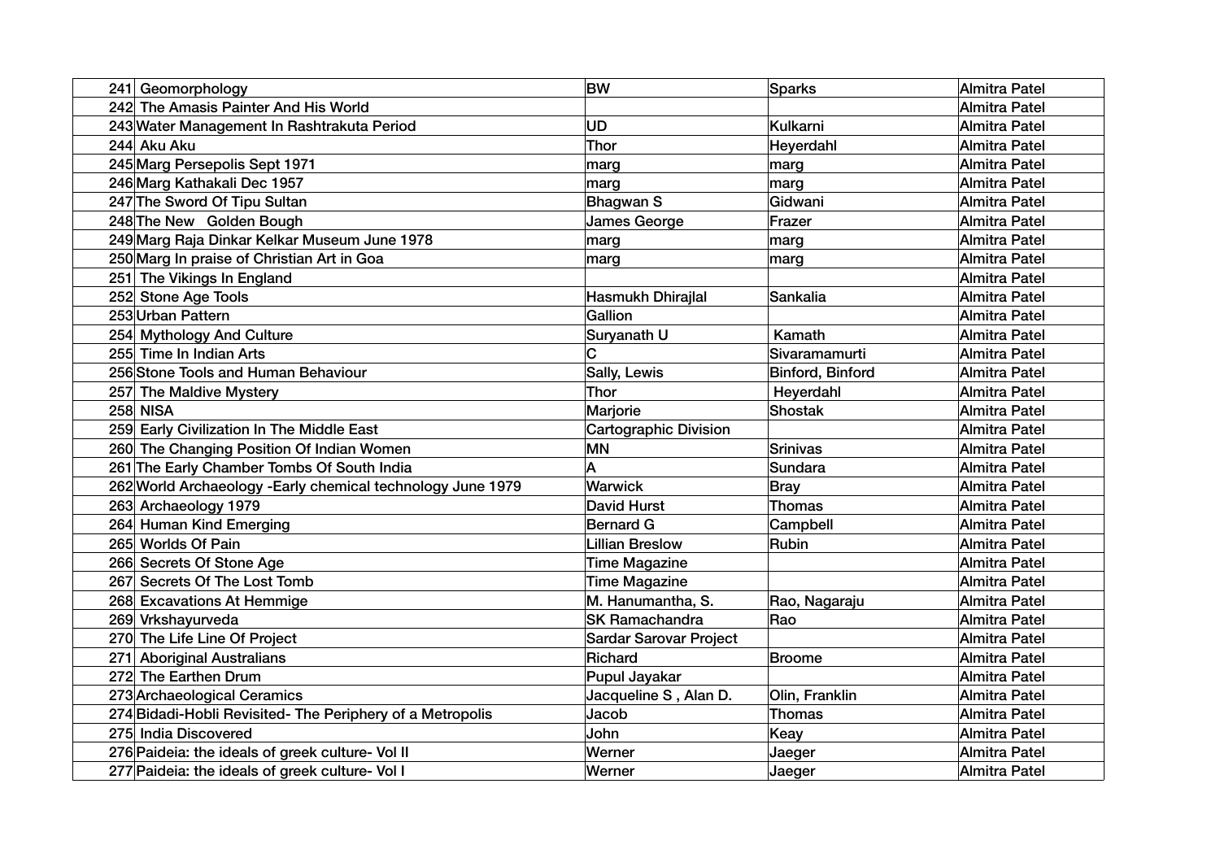| | | | | |
|---|---|---|---|---|
| 241 | Geomorphology | BW | Sparks | Almitra Patel |
| 242 | The Amasis Painter And His World | | | Almitra Patel |
| 243 | Water Management In Rashtrakuta Period | UD | Kulkarni | Almitra Patel |
| 244 | Aku Aku | Thor | Heyerdahl | Almitra Patel |
| 245 | Marg Persepolis Sept 1971 | marg | marg | Almitra Patel |
| 246 | Marg Kathakali Dec 1957 | marg | marg | Almitra Patel |
| 247 | The Sword Of Tipu Sultan | Bhagwan S | Gidwani | Almitra Patel |
| 248 | The New Golden Bough | James George | Frazer | Almitra Patel |
| 249 | Marg Raja Dinkar Kelkar Museum June 1978 | marg | marg | Almitra Patel |
| 250 | Marg In praise of Christian Art in Goa | marg | marg | Almitra Patel |
| 251 | The Vikings In England | | | Almitra Patel |
| 252 | Stone Age Tools | Hasmukh Dhirajlal | Sankalia | Almitra Patel |
| 253 | Urban Pattern | Gallion | | Almitra Patel |
| 254 | Mythology And Culture | Suryanath U | Kamath | Almitra Patel |
| 255 | Time In Indian Arts | C | Sivaramamurti | Almitra Patel |
| 256 | Stone Tools and Human Behaviour | Sally, Lewis | Binford, Binford | Almitra Patel |
| 257 | The Maldive Mystery | Thor | Heyerdahl | Almitra Patel |
| 258 | NISA | Marjorie | Shostak | Almitra Patel |
| 259 | Early Civilization In The Middle East | Cartographic Division | | Almitra Patel |
| 260 | The Changing Position Of Indian Women | MN | Srinivas | Almitra Patel |
| 261 | The Early Chamber Tombs Of South India | A | Sundara | Almitra Patel |
| 262 | World Archaeology -Early chemical technology June 1979 | Warwick | Bray | Almitra Patel |
| 263 | Archaeology 1979 | David Hurst | Thomas | Almitra Patel |
| 264 | Human Kind Emerging | Bernard G | Campbell | Almitra Patel |
| 265 | Worlds Of Pain | Lillian Breslow | Rubin | Almitra Patel |
| 266 | Secrets Of Stone Age | Time Magazine | | Almitra Patel |
| 267 | Secrets Of The Lost Tomb | Time Magazine | | Almitra Patel |
| 268 | Excavations At Hemmige | M. Hanumantha, S. | Rao, Nagaraju | Almitra Patel |
| 269 | Vrkshayurveda | SK Ramachandra | Rao | Almitra Patel |
| 270 | The Life Line Of Project | Sardar Sarovar Project | | Almitra Patel |
| 271 | Aboriginal Australians | Richard | Broome | Almitra Patel |
| 272 | The Earthen Drum | Pupul Jayakar | | Almitra Patel |
| 273 | Archaeological Ceramics | Jacqueline S , Alan D. | Olin, Franklin | Almitra Patel |
| 274 | Bidadi-Hobli Revisited- The Periphery of a Metropolis | Jacob | Thomas | Almitra Patel |
| 275 | India Discovered | John | Keay | Almitra Patel |
| 276 | Paideia: the ideals of greek culture- Vol II | Werner | Jaeger | Almitra Patel |
| 277 | Paideia: the ideals of greek culture- Vol I | Werner | Jaeger | Almitra Patel |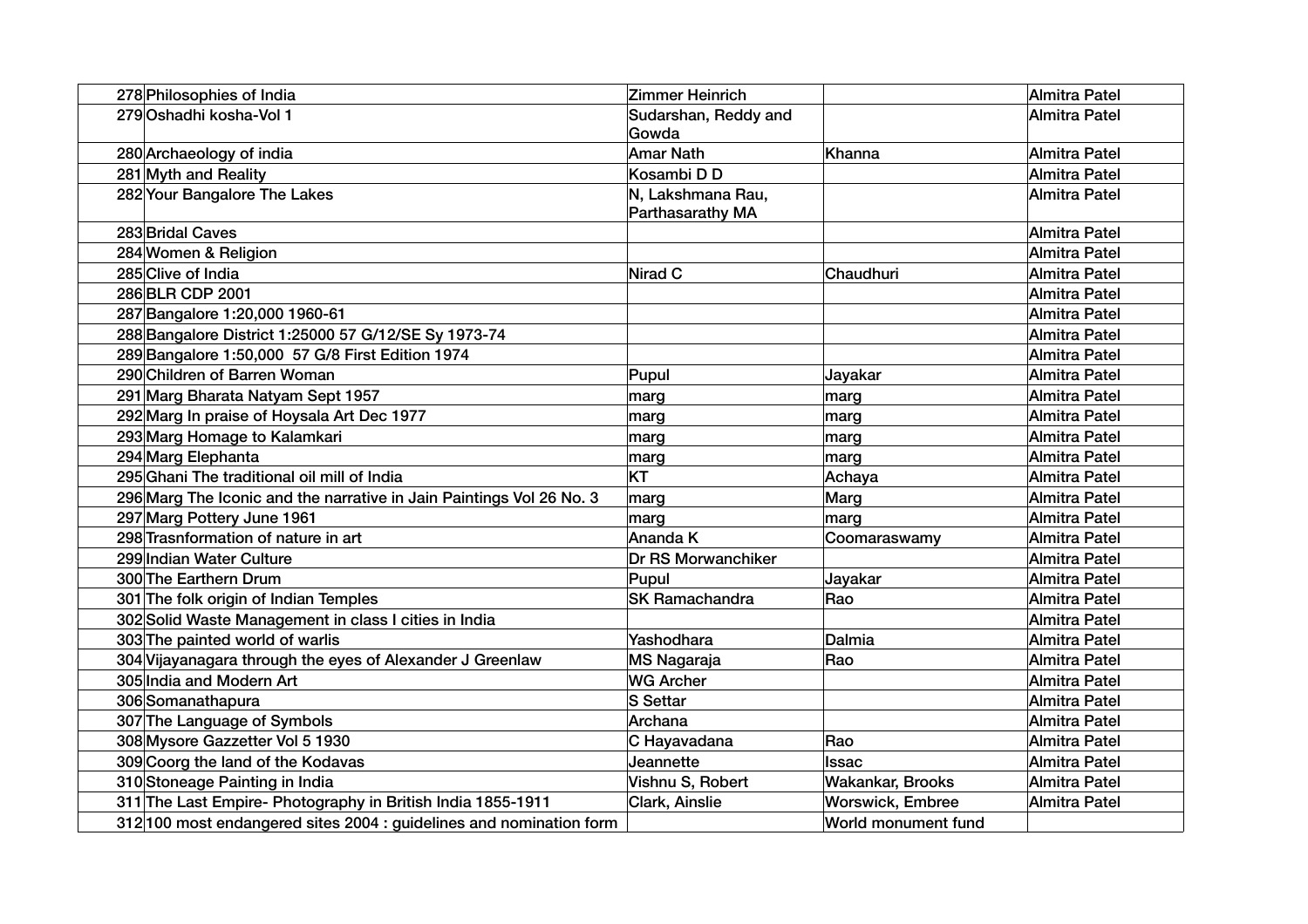| | | | | |
|---|---|---|---|---|
| 278 | Philosophies of India | Zimmer Heinrich | | Almitra Patel |
| 279 | Oshadhi kosha-Vol 1 | Sudarshan, Reddy and Gowda | | Almitra Patel |
| 280 | Archaeology of india | Amar Nath | Khanna | Almitra Patel |
| 281 | Myth and Reality | Kosambi D D | | Almitra Patel |
| 282 | Your Bangalore The Lakes | N, Lakshmana Rau, Parthasarathy MA | | Almitra Patel |
| 283 | Bridal Caves | | | Almitra Patel |
| 284 | Women & Religion | | | Almitra Patel |
| 285 | Clive of India | Nirad C | Chaudhuri | Almitra Patel |
| 286 | BLR CDP 2001 | | | Almitra Patel |
| 287 | Bangalore 1:20,000 1960-61 | | | Almitra Patel |
| 288 | Bangalore District 1:25000 57 G/12/SE Sy 1973-74 | | | Almitra Patel |
| 289 | Bangalore 1:50,000 57 G/8 First Edition 1974 | | | Almitra Patel |
| 290 | Children of Barren Woman | Pupul | Jayakar | Almitra Patel |
| 291 | Marg Bharata Natyam Sept 1957 | marg | marg | Almitra Patel |
| 292 | Marg In praise of Hoysala Art Dec 1977 | marg | marg | Almitra Patel |
| 293 | Marg Homage to Kalamkari | marg | marg | Almitra Patel |
| 294 | Marg Elephanta | marg | marg | Almitra Patel |
| 295 | Ghani The traditional oil mill of India | KT | Achaya | Almitra Patel |
| 296 | Marg The Iconic and the narrative in Jain Paintings Vol 26 No. 3 | marg | Marg | Almitra Patel |
| 297 | Marg Pottery June 1961 | marg | marg | Almitra Patel |
| 298 | Trasnformation of nature in art | Ananda K | Coomaraswamy | Almitra Patel |
| 299 | Indian Water Culture | Dr RS Morwanchiker | | Almitra Patel |
| 300 | The Earthern Drum | Pupul | Jayakar | Almitra Patel |
| 301 | The folk origin of Indian Temples | SK Ramachandra | Rao | Almitra Patel |
| 302 | Solid Waste Management in class I cities in India | | | Almitra Patel |
| 303 | The painted world of warlis | Yashodhara | Dalmia | Almitra Patel |
| 304 | Vijayanagara through the eyes of Alexander J Greenlaw | MS Nagaraja | Rao | Almitra Patel |
| 305 | India and Modern Art | WG Archer | | Almitra Patel |
| 306 | Somanathapura | S Settar | | Almitra Patel |
| 307 | The Language of Symbols | Archana | | Almitra Patel |
| 308 | Mysore Gazzetter Vol 5 1930 | C Hayavadana | Rao | Almitra Patel |
| 309 | Coorg the land of the Kodavas | Jeannette | Issac | Almitra Patel |
| 310 | Stoneage Painting in India | Vishnu S, Robert | Wakankar, Brooks | Almitra Patel |
| 311 | The Last Empire- Photography in British India 1855-1911 | Clark, Ainslie | Worswick, Embree | Almitra Patel |
| 312 | 100 most endangered sites 2004 : guidelines and nomination form | | World monument fund | |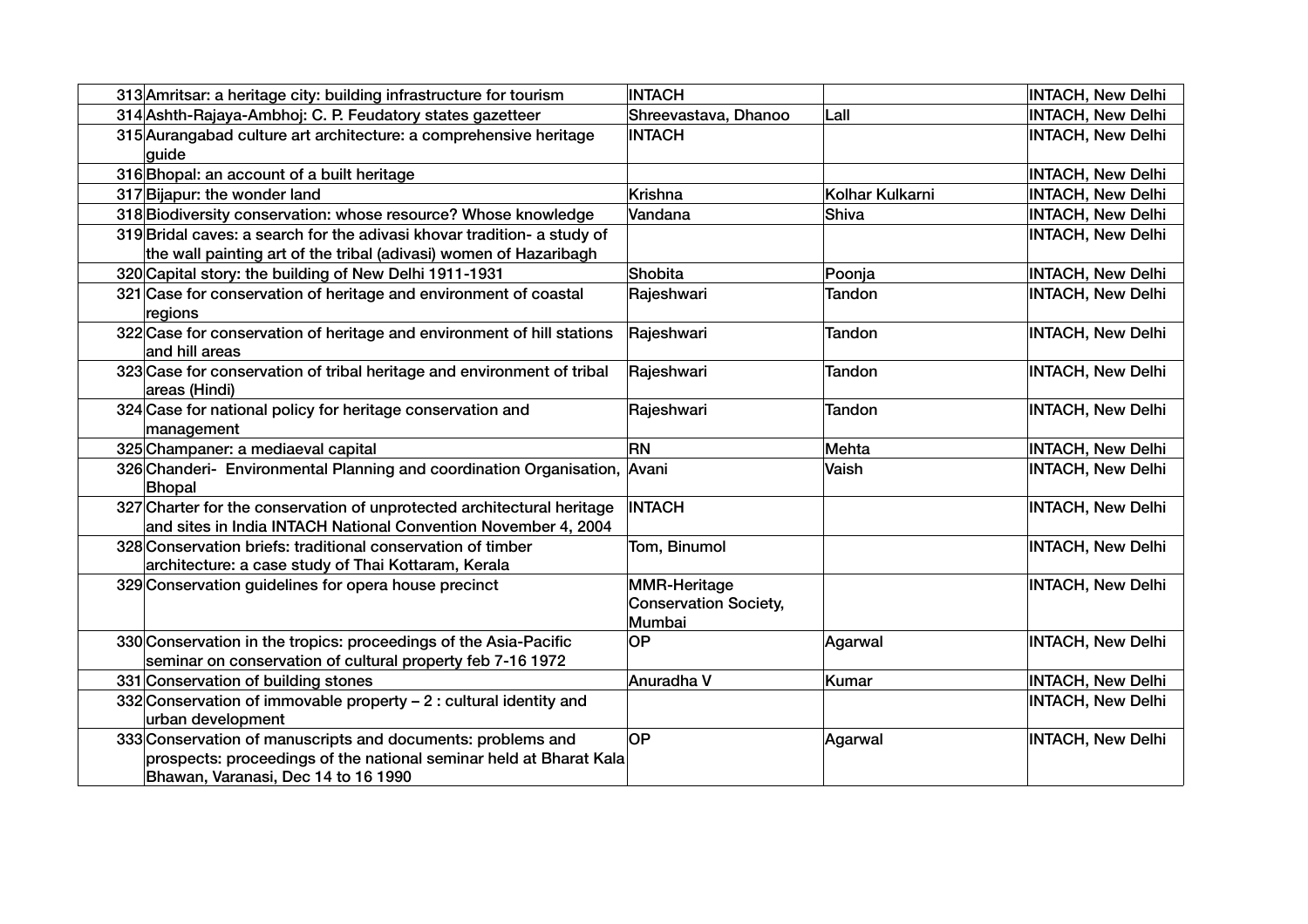| | | | | |
|---|---|---|---|---|
| 313 | Amritsar: a heritage city: building infrastructure for tourism | INTACH | | INTACH, New Delhi |
| 314 | Ashth-Rajaya-Ambhoj: C. P. Feudatory states gazetteer | Shreevastava, Dhanoo | Lall | INTACH, New Delhi |
| 315 | Aurangabad culture art architecture: a comprehensive heritage guide | INTACH | | INTACH, New Delhi |
| 316 | Bhopal: an account of a built heritage | | | INTACH, New Delhi |
| 317 | Bijapur: the wonder land | Krishna | Kolhar Kulkarni | INTACH, New Delhi |
| 318 | Biodiversity conservation: whose resource? Whose knowledge | Vandana | Shiva | INTACH, New Delhi |
| 319 | Bridal caves: a search for the adivasi khovar tradition- a study of the wall painting art of the tribal (adivasi) women of Hazaribagh | | | INTACH, New Delhi |
| 320 | Capital story: the building of New Delhi 1911-1931 | Shobita | Poonja | INTACH, New Delhi |
| 321 | Case for conservation of heritage and environment of coastal regions | Rajeshwari | Tandon | INTACH, New Delhi |
| 322 | Case for conservation of heritage and environment of hill stations and hill areas | Rajeshwari | Tandon | INTACH, New Delhi |
| 323 | Case for conservation of tribal heritage and environment of tribal areas (Hindi) | Rajeshwari | Tandon | INTACH, New Delhi |
| 324 | Case for national policy for heritage conservation and management | Rajeshwari | Tandon | INTACH, New Delhi |
| 325 | Champaner: a mediaeval capital | RN | Mehta | INTACH, New Delhi |
| 326 | Chanderi- Environmental Planning and coordination Organisation, Bhopal | Avani | Vaish | INTACH, New Delhi |
| 327 | Charter for the conservation of unprotected architectural heritage and sites in India INTACH National Convention November 4, 2004 | INTACH | | INTACH, New Delhi |
| 328 | Conservation briefs: traditional conservation of timber architecture: a case study of Thai Kottaram, Kerala | Tom, Binumol | | INTACH, New Delhi |
| 329 | Conservation guidelines for opera house precinct | MMR-Heritage Conservation Society, Mumbai | | INTACH, New Delhi |
| 330 | Conservation in the tropics: proceedings of the Asia-Pacific seminar on conservation of cultural property feb 7-16 1972 | OP | Agarwal | INTACH, New Delhi |
| 331 | Conservation of building stones | Anuradha V | Kumar | INTACH, New Delhi |
| 332 | Conservation of immovable property – 2 : cultural identity and urban development | | | INTACH, New Delhi |
| 333 | Conservation of manuscripts and documents: problems and prospects: proceedings of the national seminar held at Bharat Kala Bhawan, Varanasi, Dec 14 to 16 1990 | OP | Agarwal | INTACH, New Delhi |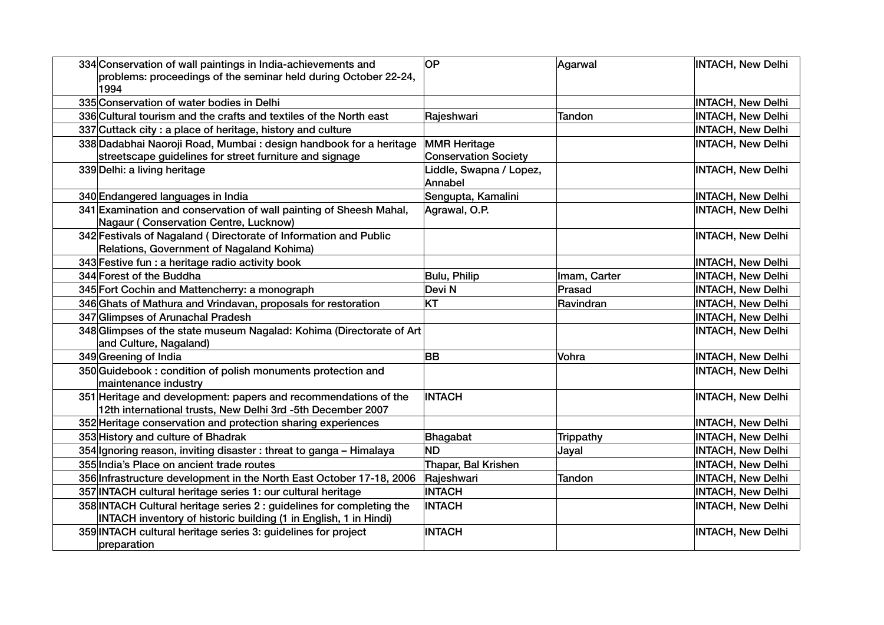| 334 | Conservation of wall paintings in India-achievements and problems: proceedings of the seminar held during October 22-24, 1994 | OP | Agarwal | INTACH, New Delhi |
|---|---|---|---|---|
| 335 | Conservation of water bodies in Delhi | | | INTACH, New Delhi |
| 336 | Cultural tourism and the crafts and textiles of the North east | Rajeshwari | Tandon | INTACH, New Delhi |
| 337 | Cuttack city : a place of heritage, history and culture | | | INTACH, New Delhi |
| 338 | Dadabhai Naoroji Road, Mumbai : design handbook for a heritage streetscape guidelines for street furniture and signage | MMR Heritage Conservation Society | | INTACH, New Delhi |
| 339 | Delhi: a living heritage | Liddle, Swapna / Lopez, Annabel | | INTACH, New Delhi |
| 340 | Endangered languages in India | Sengupta, Kamalini | | INTACH, New Delhi |
| 341 | Examination and conservation of wall painting of Sheesh Mahal, Nagaur ( Conservation Centre, Lucknow) | Agrawal, O.P. | | INTACH, New Delhi |
| 342 | Festivals of Nagaland ( Directorate of Information and Public Relations, Government of Nagaland Kohima) | | | INTACH, New Delhi |
| 343 | Festive fun : a heritage radio activity book | | | INTACH, New Delhi |
| 344 | Forest of the Buddha | Bulu, Philip | Imam, Carter | INTACH, New Delhi |
| 345 | Fort Cochin and Mattencherry: a monograph | Devi N | Prasad | INTACH, New Delhi |
| 346 | Ghats of Mathura and Vrindavan, proposals for restoration | KT | Ravindran | INTACH, New Delhi |
| 347 | Glimpses of Arunachal Pradesh | | | INTACH, New Delhi |
| 348 | Glimpses of the state museum Nagalad: Kohima (Directorate of Art and Culture, Nagaland) | | | INTACH, New Delhi |
| 349 | Greening of India | BB | Vohra | INTACH, New Delhi |
| 350 | Guidebook : condition of polish monuments protection and maintenance industry | | | INTACH, New Delhi |
| 351 | Heritage and development: papers and recommendations of the 12th international trusts, New Delhi 3rd -5th December 2007 | INTACH | | INTACH, New Delhi |
| 352 | Heritage conservation and protection sharing experiences | | | INTACH, New Delhi |
| 353 | History and culture of Bhadrak | Bhagabat | Trippathy | INTACH, New Delhi |
| 354 | Ignoring reason, inviting disaster : threat to ganga – Himalaya | ND | Jayal | INTACH, New Delhi |
| 355 | India's Place on ancient trade routes | Thapar, Bal Krishen | | INTACH, New Delhi |
| 356 | Infrastructure development in the North East October 17-18, 2006 | Rajeshwari | Tandon | INTACH, New Delhi |
| 357 | INTACH cultural heritage series 1: our cultural heritage | INTACH | | INTACH, New Delhi |
| 358 | INTACH Cultural heritage series 2 : guidelines for completing the INTACH inventory of historic building (1 in English, 1 in Hindi) | INTACH | | INTACH, New Delhi |
| 359 | INTACH cultural heritage series 3: guidelines for project preparation | INTACH | | INTACH, New Delhi |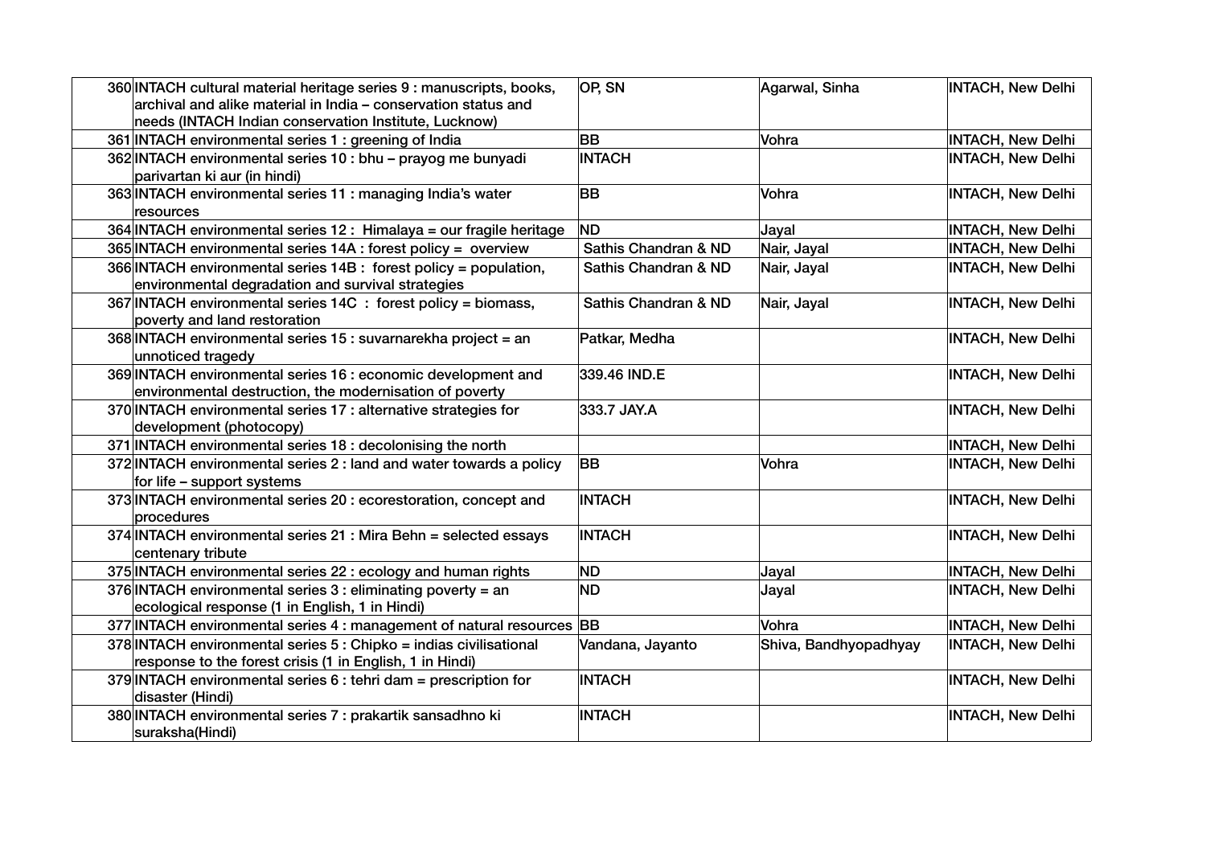| | | | | |
|---|---|---|---|---|
| 360 | INTACH cultural material heritage series 9 : manuscripts, books, archival and alike material in India – conservation status and needs (INTACH Indian conservation Institute, Lucknow) | OP, SN | Agarwal, Sinha | INTACH, New Delhi |
| 361 | INTACH environmental series 1 : greening of India | BB | Vohra | INTACH, New Delhi |
| 362 | INTACH environmental series 10 : bhu – prayog me bunyadi parivartan ki aur (in hindi) | INTACH | | INTACH, New Delhi |
| 363 | INTACH environmental series 11 : managing India's water resources | BB | Vohra | INTACH, New Delhi |
| 364 | INTACH environmental series 12 : Himalaya = our fragile heritage | ND | Jayal | INTACH, New Delhi |
| 365 | INTACH environmental series 14A : forest policy = overview | Sathis Chandran & ND | Nair, Jayal | INTACH, New Delhi |
| 366 | INTACH environmental series 14B : forest policy = population, environmental degradation and survival strategies | Sathis Chandran & ND | Nair, Jayal | INTACH, New Delhi |
| 367 | INTACH environmental series 14C : forest policy = biomass, poverty and land restoration | Sathis Chandran & ND | Nair, Jayal | INTACH, New Delhi |
| 368 | INTACH environmental series 15 : suvarnarekha project = an unnoticed tragedy | Patkar, Medha | | INTACH, New Delhi |
| 369 | INTACH environmental series 16 : economic development and environmental destruction, the modernisation of poverty | 339.46 IND.E | | INTACH, New Delhi |
| 370 | INTACH environmental series 17 : alternative strategies for development (photocopy) | 333.7 JAY.A | | INTACH, New Delhi |
| 371 | INTACH environmental series 18 : decolonising the north | | | INTACH, New Delhi |
| 372 | INTACH environmental series 2 : land and water towards a policy for life – support systems | BB | Vohra | INTACH, New Delhi |
| 373 | INTACH environmental series 20 : ecorestoration, concept and procedures | INTACH | | INTACH, New Delhi |
| 374 | INTACH environmental series 21 : Mira Behn = selected essays centenary tribute | INTACH | | INTACH, New Delhi |
| 375 | INTACH environmental series 22 : ecology and human rights | ND | Jayal | INTACH, New Delhi |
| 376 | INTACH environmental series 3 : eliminating poverty = an ecological response (1 in English, 1 in Hindi) | ND | Jayal | INTACH, New Delhi |
| 377 | INTACH environmental series 4 : management of natural resources | BB | Vohra | INTACH, New Delhi |
| 378 | INTACH environmental series 5 : Chipko = indias civilisational response to the forest crisis (1 in English, 1 in Hindi) | Vandana, Jayanto | Shiva, Bandhyopadhyay | INTACH, New Delhi |
| 379 | INTACH environmental series 6 : tehri dam = prescription for disaster (Hindi) | INTACH | | INTACH, New Delhi |
| 380 | INTACH environmental series 7 : prakartik sansadhno ki suraksha(Hindi) | INTACH | | INTACH, New Delhi |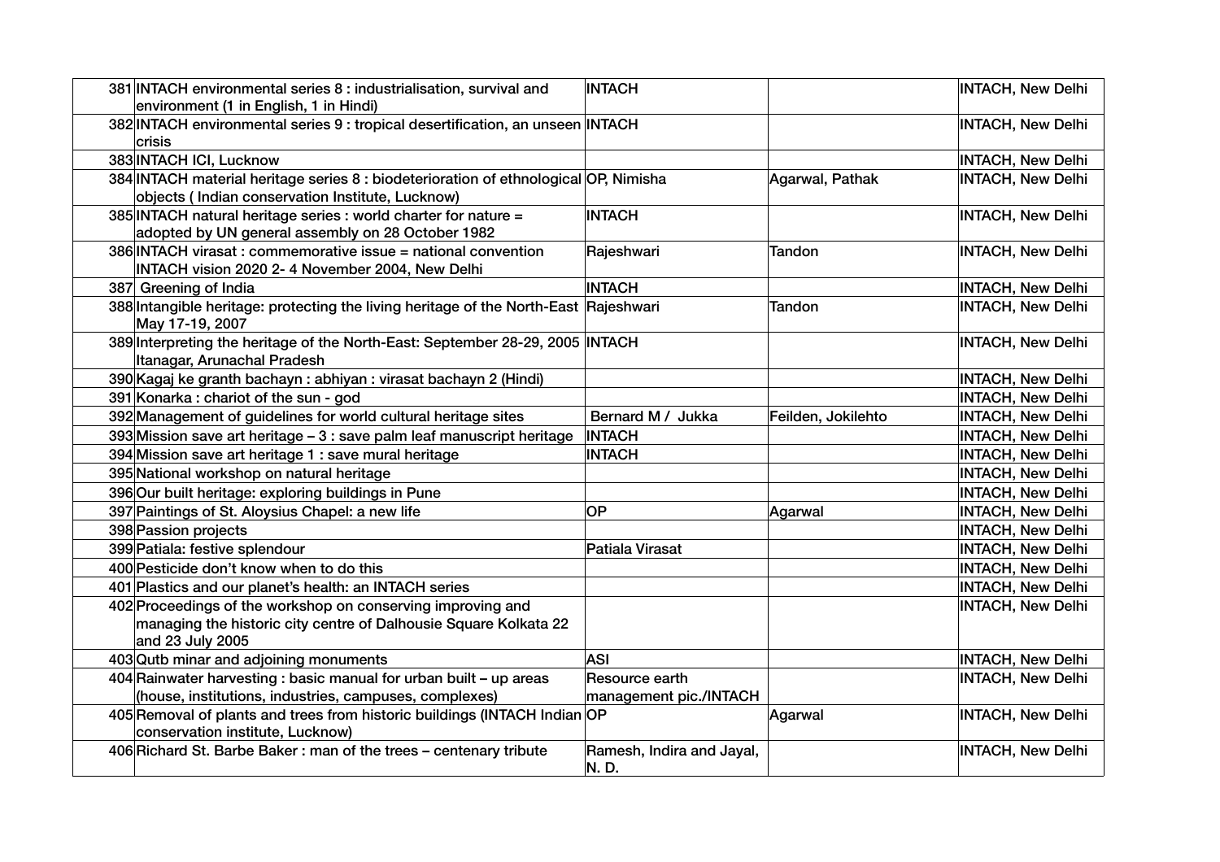| | | | | |
|---|---|---|---|---|
| 381 | INTACH environmental series 8 : industrialisation, survival and environment (1 in English, 1 in Hindi) | INTACH | | INTACH, New Delhi |
| 382 | INTACH environmental series 9 : tropical desertification, an unseen crisis | INTACH | | INTACH, New Delhi |
| 383 | INTACH ICI, Lucknow | | | INTACH, New Delhi |
| 384 | INTACH material heritage series 8 : biodeterioration of ethnological objects ( Indian conservation Institute, Lucknow) | OP, Nimisha | Agarwal, Pathak | INTACH, New Delhi |
| 385 | INTACH natural heritage series : world charter for nature = adopted by UN general assembly on 28 October 1982 | INTACH | | INTACH, New Delhi |
| 386 | INTACH virasat : commemorative issue = national convention INTACH vision 2020 2- 4 November 2004, New Delhi | Rajeshwari | Tandon | INTACH, New Delhi |
| 387 | Greening of India | INTACH | | INTACH, New Delhi |
| 388 | Intangible heritage: protecting the living heritage of the North-East May 17-19, 2007 | Rajeshwari | Tandon | INTACH, New Delhi |
| 389 | Interpreting the heritage of the North-East: September 28-29, 2005 Itanagar, Arunachal Pradesh | INTACH | | INTACH, New Delhi |
| 390 | Kagaj ke granth bachayn : abhiyan : virasat bachayn 2 (Hindi) | | | INTACH, New Delhi |
| 391 | Konarka : chariot of the sun - god | | | INTACH, New Delhi |
| 392 | Management of guidelines for world cultural heritage sites | Bernard M / Jukka | Feilden, Jokilehto | INTACH, New Delhi |
| 393 | Mission save art heritage – 3 : save palm leaf manuscript heritage | INTACH | | INTACH, New Delhi |
| 394 | Mission save art heritage 1 : save mural heritage | INTACH | | INTACH, New Delhi |
| 395 | National workshop on natural heritage | | | INTACH, New Delhi |
| 396 | Our built heritage: exploring buildings in Pune | | | INTACH, New Delhi |
| 397 | Paintings of St. Aloysius Chapel: a new life | OP | Agarwal | INTACH, New Delhi |
| 398 | Passion projects | | | INTACH, New Delhi |
| 399 | Patiala: festive splendour | Patiala Virasat | | INTACH, New Delhi |
| 400 | Pesticide don't know when to do this | | | INTACH, New Delhi |
| 401 | Plastics and our planet's health: an INTACH series | | | INTACH, New Delhi |
| 402 | Proceedings of the workshop on conserving improving and managing the historic city centre of Dalhousie Square Kolkata 22 and 23 July 2005 | | | INTACH, New Delhi |
| 403 | Qutb minar and adjoining monuments | ASI | | INTACH, New Delhi |
| 404 | Rainwater harvesting : basic manual for urban built – up areas (house, institutions, industries, campuses, complexes) | Resource earth management pic./INTACH | | INTACH, New Delhi |
| 405 | Removal of plants and trees from historic buildings (INTACH Indian conservation institute, Lucknow) | OP | Agarwal | INTACH, New Delhi |
| 406 | Richard St. Barbe Baker : man of the trees – centenary tribute | Ramesh, Indira and Jayal, N. D. | | INTACH, New Delhi |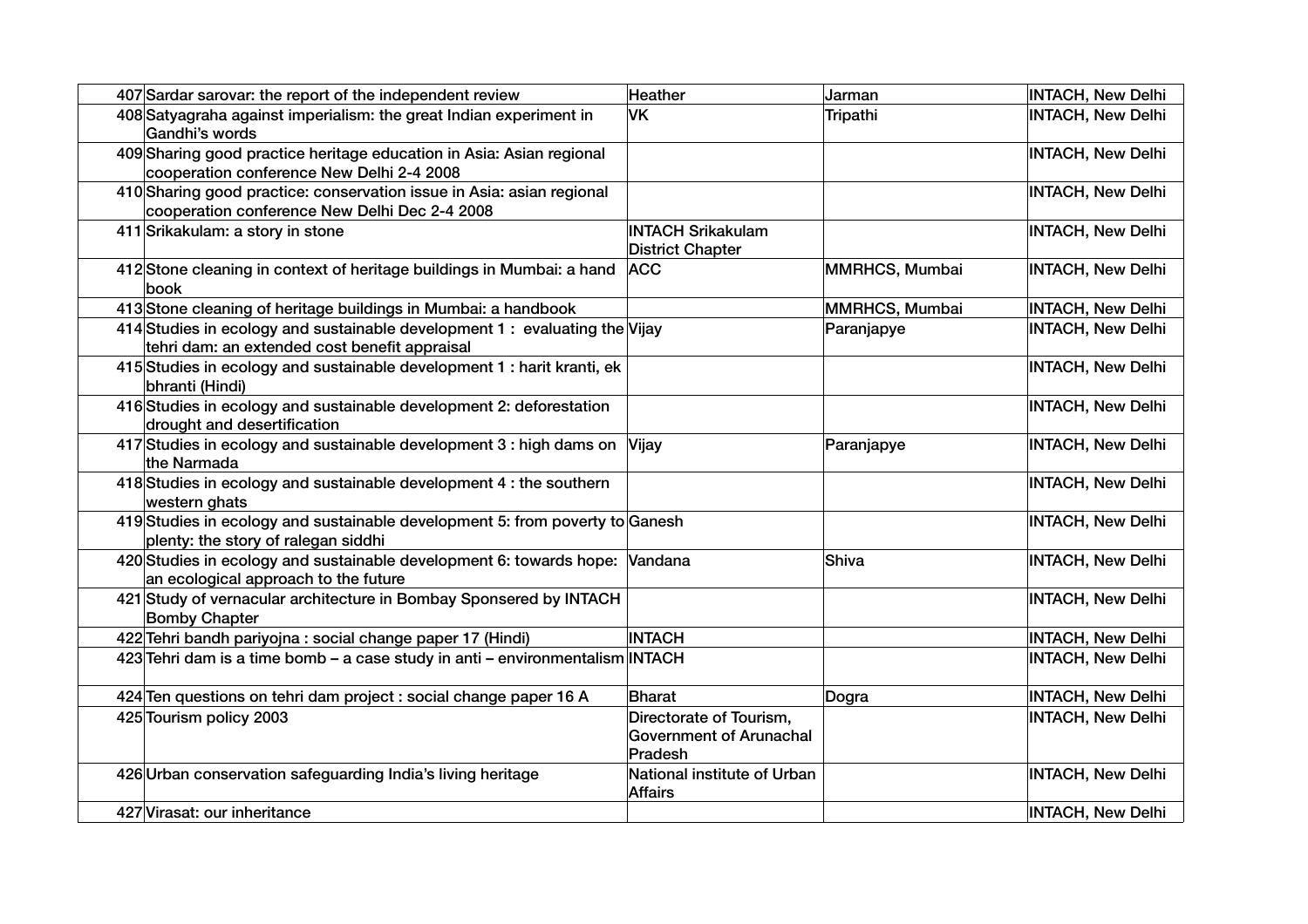| | | | | |
|---|---|---|---|---|
| 407 | Sardar sarovar: the report of the independent review | Heather | Jarman | INTACH, New Delhi |
| 408 | Satyagraha against imperialism: the great Indian experiment in Gandhi's words | VK | Tripathi | INTACH, New Delhi |
| 409 | Sharing good practice heritage education in Asia: Asian regional cooperation conference New Delhi 2-4 2008 | | | INTACH, New Delhi |
| 410 | Sharing good practice: conservation issue in Asia: asian regional cooperation conference New Delhi Dec 2-4 2008 | | | INTACH, New Delhi |
| 411 | Srikakulam: a story in stone | INTACH Srikakulam District Chapter | | INTACH, New Delhi |
| 412 | Stone cleaning in context of heritage buildings in Mumbai: a hand book | ACC | MMRHCS, Mumbai | INTACH, New Delhi |
| 413 | Stone cleaning of heritage buildings in Mumbai: a handbook | | MMRHCS, Mumbai | INTACH, New Delhi |
| 414 | Studies in ecology and sustainable development 1 : evaluating the tehri dam: an extended cost benefit appraisal | Vijay | Paranjapye | INTACH, New Delhi |
| 415 | Studies in ecology and sustainable development 1 : harit kranti, ek bhranti (Hindi) | | | INTACH, New Delhi |
| 416 | Studies in ecology and sustainable development 2: deforestation drought and desertification | | | INTACH, New Delhi |
| 417 | Studies in ecology and sustainable development 3 : high dams on the Narmada | Vijay | Paranjapye | INTACH, New Delhi |
| 418 | Studies in ecology and sustainable development 4 : the southern western ghats | | | INTACH, New Delhi |
| 419 | Studies in ecology and sustainable development 5: from poverty to plenty: the story of ralegan siddhi | Ganesh | | INTACH, New Delhi |
| 420 | Studies in ecology and sustainable development 6: towards hope: an ecological approach to the future | Vandana | Shiva | INTACH, New Delhi |
| 421 | Study of vernacular architecture in Bombay Sponsered by INTACH Bomby Chapter | | | INTACH, New Delhi |
| 422 | Tehri bandh pariyojna : social change paper 17 (Hindi) | INTACH | | INTACH, New Delhi |
| 423 | Tehri dam is a time bomb – a case study in anti – environmentalism | INTACH | | INTACH, New Delhi |
| 424 | Ten questions on tehri dam project : social change paper 16 A | Bharat | Dogra | INTACH, New Delhi |
| 425 | Tourism policy 2003 | Directorate of Tourism, Government of Arunachal Pradesh | | INTACH, New Delhi |
| 426 | Urban conservation safeguarding India's living heritage | National institute of Urban Affairs | | INTACH, New Delhi |
| 427 | Virasat: our inheritance | | | INTACH, New Delhi |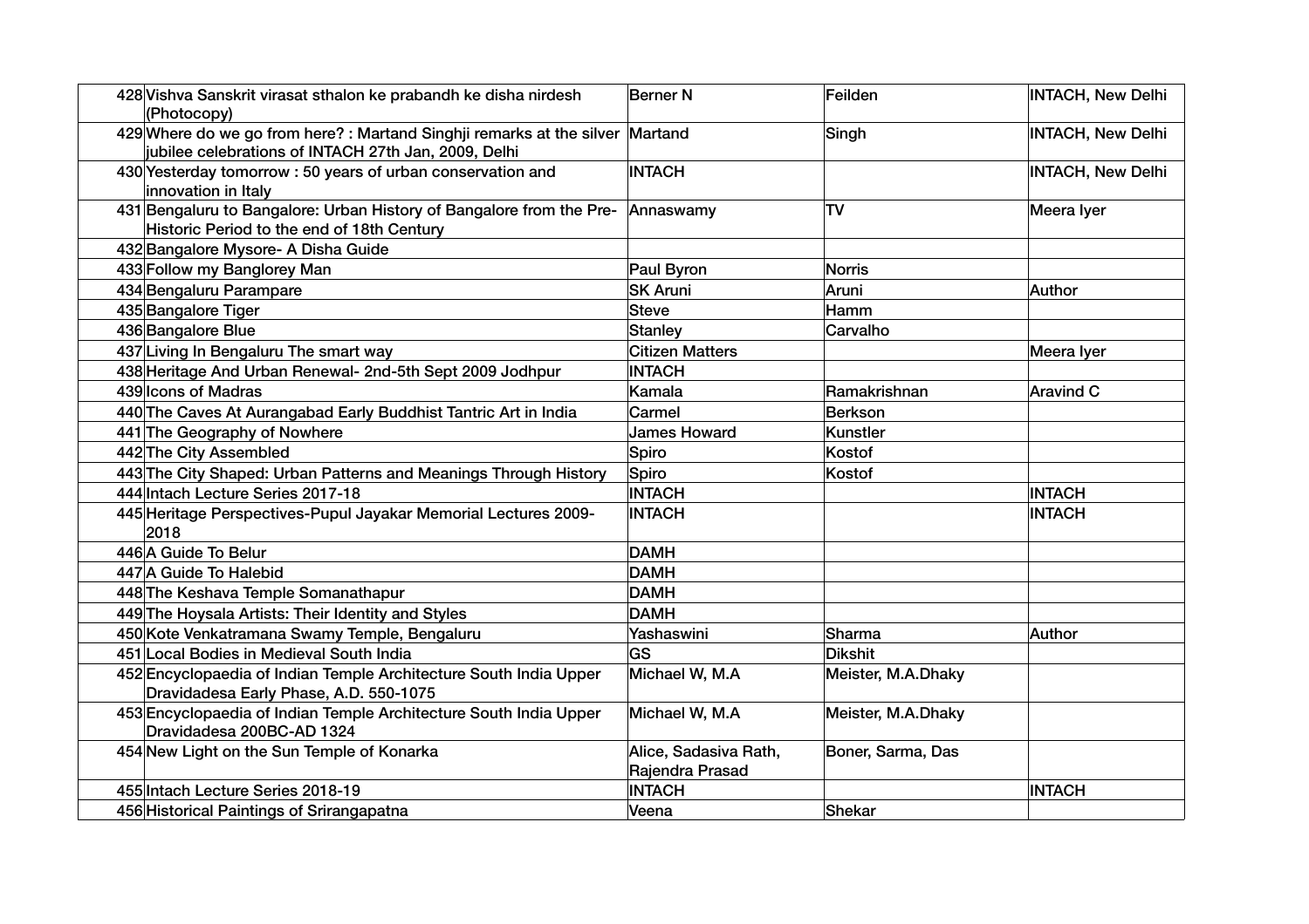| | | | | |
|---|---|---|---|---|
| 428 | Vishva Sanskrit virasat sthalon ke prabandh ke disha nirdesh (Photocopy) | Berner N | Feilden | INTACH, New Delhi |
| 429 | Where do we go from here? : Martand Singhji remarks at the silver jubilee celebrations of INTACH 27th Jan, 2009, Delhi | Martand | Singh | INTACH, New Delhi |
| 430 | Yesterday tomorrow : 50 years of urban conservation and innovation in Italy | INTACH | | INTACH, New Delhi |
| 431 | Bengaluru to Bangalore: Urban History of Bangalore from the Pre-Historic Period to the end of 18th Century | Annaswamy | TV | Meera Iyer |
| 432 | Bangalore Mysore- A Disha Guide | | | |
| 433 | Follow my Banglorey Man | Paul Byron | Norris | |
| 434 | Bengaluru Parampare | SK Aruni | Aruni | Author |
| 435 | Bangalore Tiger | Steve | Hamm | |
| 436 | Bangalore Blue | Stanley | Carvalho | |
| 437 | Living In Bengaluru The smart way | Citizen Matters | | Meera Iyer |
| 438 | Heritage And Urban Renewal- 2nd-5th Sept 2009 Jodhpur | INTACH | | |
| 439 | Icons of Madras | Kamala | Ramakrishnan | Aravind C |
| 440 | The Caves At Aurangabad Early Buddhist Tantric Art in India | Carmel | Berkson | |
| 441 | The Geography of Nowhere | James Howard | Kunstler | |
| 442 | The City Assembled | Spiro | Kostof | |
| 443 | The City Shaped: Urban Patterns and Meanings Through History | Spiro | Kostof | |
| 444 | Intach Lecture Series 2017-18 | INTACH | | INTACH |
| 445 | Heritage Perspectives-Pupul Jayakar Memorial Lectures 2009-2018 | INTACH | | INTACH |
| 446 | A Guide To Belur | DAMH | | |
| 447 | A Guide To Halebid | DAMH | | |
| 448 | The Keshava Temple Somanathapur | DAMH | | |
| 449 | The Hoysala Artists: Their Identity and Styles | DAMH | | |
| 450 | Kote Venkatramana Swamy Temple, Bengaluru | Yashaswini | Sharma | Author |
| 451 | Local Bodies in Medieval South India | GS | Dikshit | |
| 452 | Encyclopaedia of Indian Temple Architecture South India Upper Dravidadesa Early Phase, A.D. 550-1075 | Michael W, M.A | Meister, M.A.Dhaky | |
| 453 | Encyclopaedia of Indian Temple Architecture South India Upper Dravidadesa 200BC-AD 1324 | Michael W, M.A | Meister, M.A.Dhaky | |
| 454 | New Light on the Sun Temple of Konarka | Alice, Sadasiva Rath, Rajendra Prasad | Boner, Sarma, Das | |
| 455 | Intach Lecture Series 2018-19 | INTACH | | INTACH |
| 456 | Historical Paintings of Srirangapatna | Veena | Shekar | |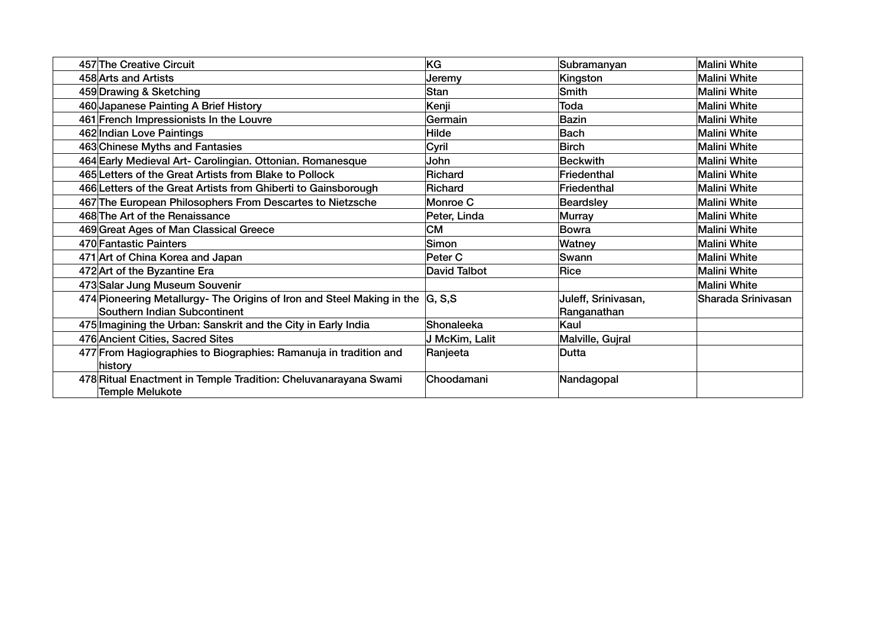| | | | | |
|---|---|---|---|---|
| 457 | The Creative Circuit | KG | Subramanyan | Malini White |
| 458 | Arts and Artists | Jeremy | Kingston | Malini White |
| 459 | Drawing & Sketching | Stan | Smith | Malini White |
| 460 | Japanese Painting A Brief History | Kenji | Toda | Malini White |
| 461 | French Impressionists In the Louvre | Germain | Bazin | Malini White |
| 462 | Indian Love Paintings | Hilde | Bach | Malini White |
| 463 | Chinese Myths and Fantasies | Cyril | Birch | Malini White |
| 464 | Early Medieval Art- Carolingian. Ottonian. Romanesque | John | Beckwith | Malini White |
| 465 | Letters of the Great Artists from Blake to Pollock | Richard | Friedenthal | Malini White |
| 466 | Letters of the Great Artists from Ghiberti to Gainsborough | Richard | Friedenthal | Malini White |
| 467 | The European Philosophers From Descartes to Nietzsche | Monroe C | Beardsley | Malini White |
| 468 | The Art of the Renaissance | Peter, Linda | Murray | Malini White |
| 469 | Great Ages of Man Classical Greece | CM | Bowra | Malini White |
| 470 | Fantastic Painters | Simon | Watney | Malini White |
| 471 | Art of China Korea and Japan | Peter C | Swann | Malini White |
| 472 | Art of the Byzantine Era | David Talbot | Rice | Malini White |
| 473 | Salar Jung Museum Souvenir | | | Malini White |
| 474 | Pioneering Metallurgy- The Origins of Iron and Steel Making in the Southern Indian Subcontinent | G, S,S | Juleff, Srinivasan, Ranganathan | Sharada Srinivasan |
| 475 | Imagining the Urban: Sanskrit and the City in Early India | Shonaleeka | Kaul | |
| 476 | Ancient Cities, Sacred Sites | J McKim, Lalit | Malville, Gujral | |
| 477 | From Hagiographies to Biographies: Ramanuja in tradition and history | Ranjeeta | Dutta | |
| 478 | Ritual Enactment in Temple Tradition: Cheluvanarayana Swami Temple Melukote | Choodamani | Nandagopal | |